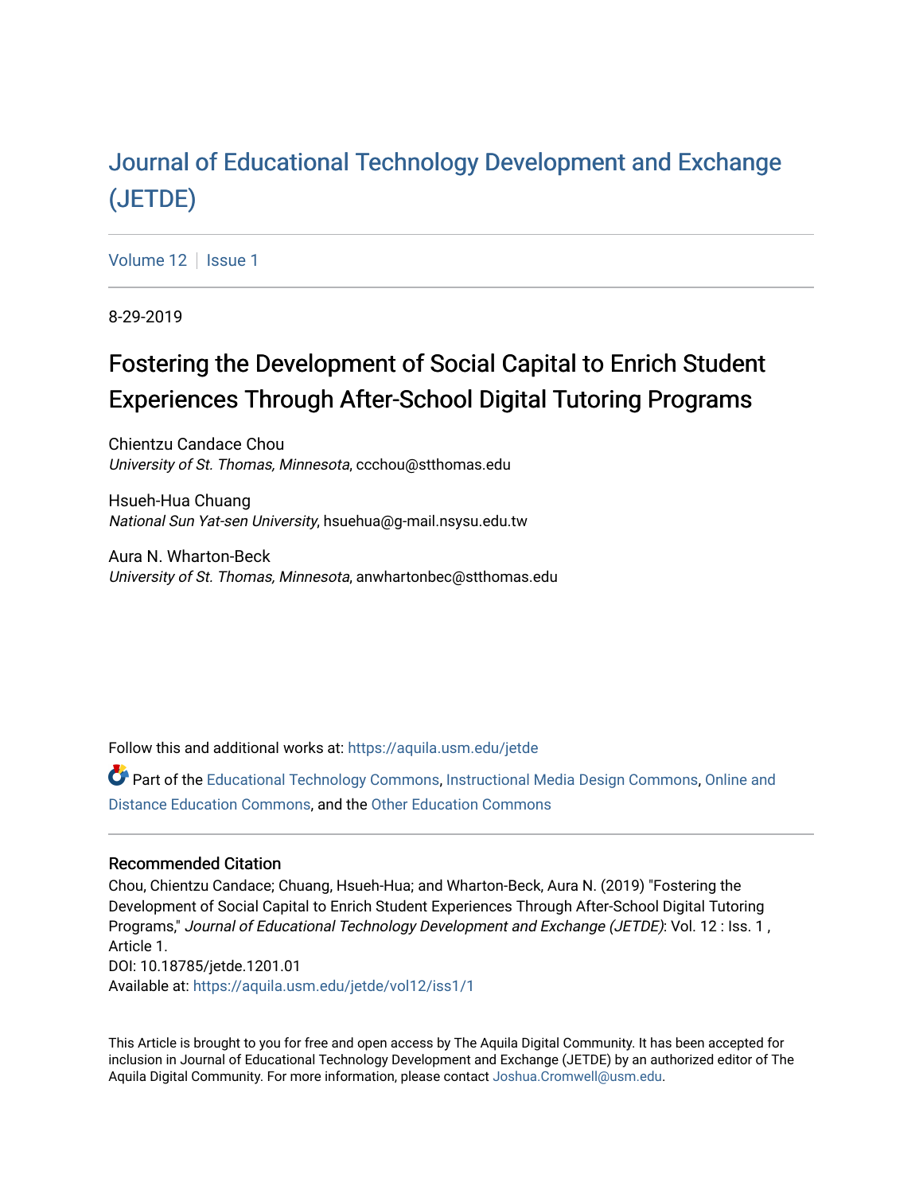# Journal of Educational Technology Development and Exchange (JETDE)

Volume 12 | Issue 1

8-29-2019

## Fostering the Development of Social Capital to Enrich Student Experiences Through After-School Digital Tutoring Programs

Chientzu Candace Chou
*University of St. Thomas, Minnesota*, ccchou@stthomas.edu

Hsueh-Hua Chuang
*National Sun Yat-sen University*, hsuehua@g-mail.nsysu.edu.tw

Aura N. Wharton-Beck
*University of St. Thomas, Minnesota*, anwhartonbec@stthomas.edu

Follow this and additional works at: https://aquila.usm.edu/jetde

Part of the Educational Technology Commons, Instructional Media Design Commons, Online and Distance Education Commons, and the Other Education Commons

### Recommended Citation

Chou, Chientzu Candace; Chuang, Hsueh-Hua; and Wharton-Beck, Aura N. (2019) "Fostering the Development of Social Capital to Enrich Student Experiences Through After-School Digital Tutoring Programs," *Journal of Educational Technology Development and Exchange (JETDE)*: Vol. 12 : Iss. 1 , Article 1.
DOI: 10.18785/jetde.1201.01
Available at: https://aquila.usm.edu/jetde/vol12/iss1/1

This Article is brought to you for free and open access by The Aquila Digital Community. It has been accepted for inclusion in Journal of Educational Technology Development and Exchange (JETDE) by an authorized editor of The Aquila Digital Community. For more information, please contact Joshua.Cromwell@usm.edu.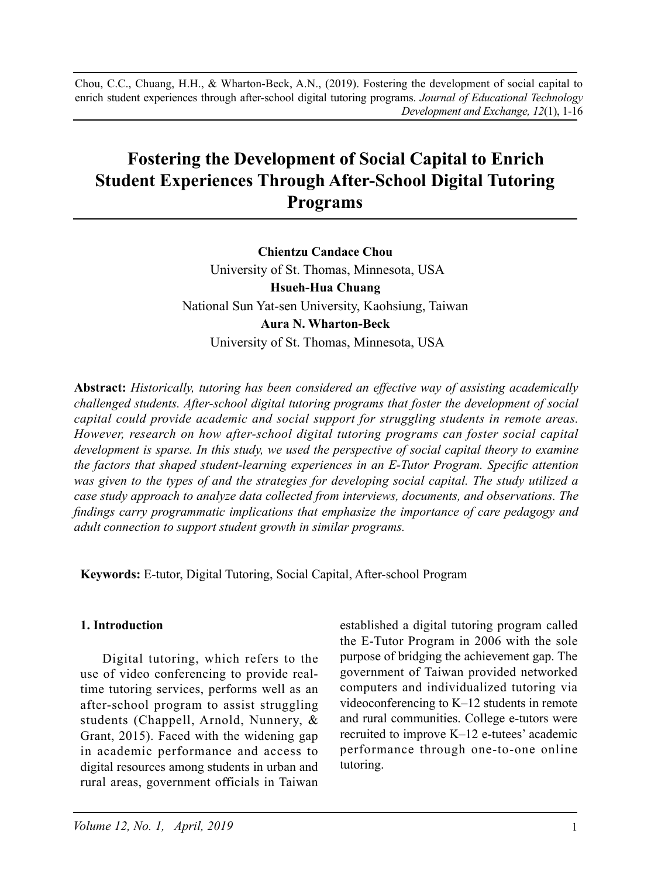Chou, C.C., Chuang, H.H., & Wharton-Beck, A.N., (2019). Fostering the development of social capital to enrich student experiences through after-school digital tutoring programs. *Journal of Educational Technology Development and Exchange, 12*(1), 1-16

# Fostering the Development of Social Capital to Enrich Student Experiences Through After-School Digital Tutoring Programs

**Chientzu Candace Chou**
University of St. Thomas, Minnesota, USA
**Hsueh-Hua Chuang**
National Sun Yat-sen University, Kaohsiung, Taiwan
**Aura N. Wharton-Beck**
University of St. Thomas, Minnesota, USA

**Abstract:** *Historically, tutoring has been considered an effective way of assisting academically challenged students. After-school digital tutoring programs that foster the development of social capital could provide academic and social support for struggling students in remote areas. However, research on how after-school digital tutoring programs can foster social capital development is sparse. In this study, we used the perspective of social capital theory to examine the factors that shaped student-learning experiences in an E-Tutor Program. Specific attention was given to the types of and the strategies for developing social capital. The study utilized a case study approach to analyze data collected from interviews, documents, and observations. The findings carry programmatic implications that emphasize the importance of care pedagogy and adult connection to support student growth in similar programs.*

**Keywords:** E-tutor, Digital Tutoring, Social Capital, After-school Program

## 1. Introduction

Digital tutoring, which refers to the use of video conferencing to provide real-time tutoring services, performs well as an after-school program to assist struggling students (Chappell, Arnold, Nunnery, & Grant, 2015). Faced with the widening gap in academic performance and access to digital resources among students in urban and rural areas, government officials in Taiwan established a digital tutoring program called the E-Tutor Program in 2006 with the sole purpose of bridging the achievement gap. The government of Taiwan provided networked computers and individualized tutoring via videoconferencing to K–12 students in remote and rural communities. College e-tutors were recruited to improve K–12 e-tutees' academic performance through one-to-one online tutoring.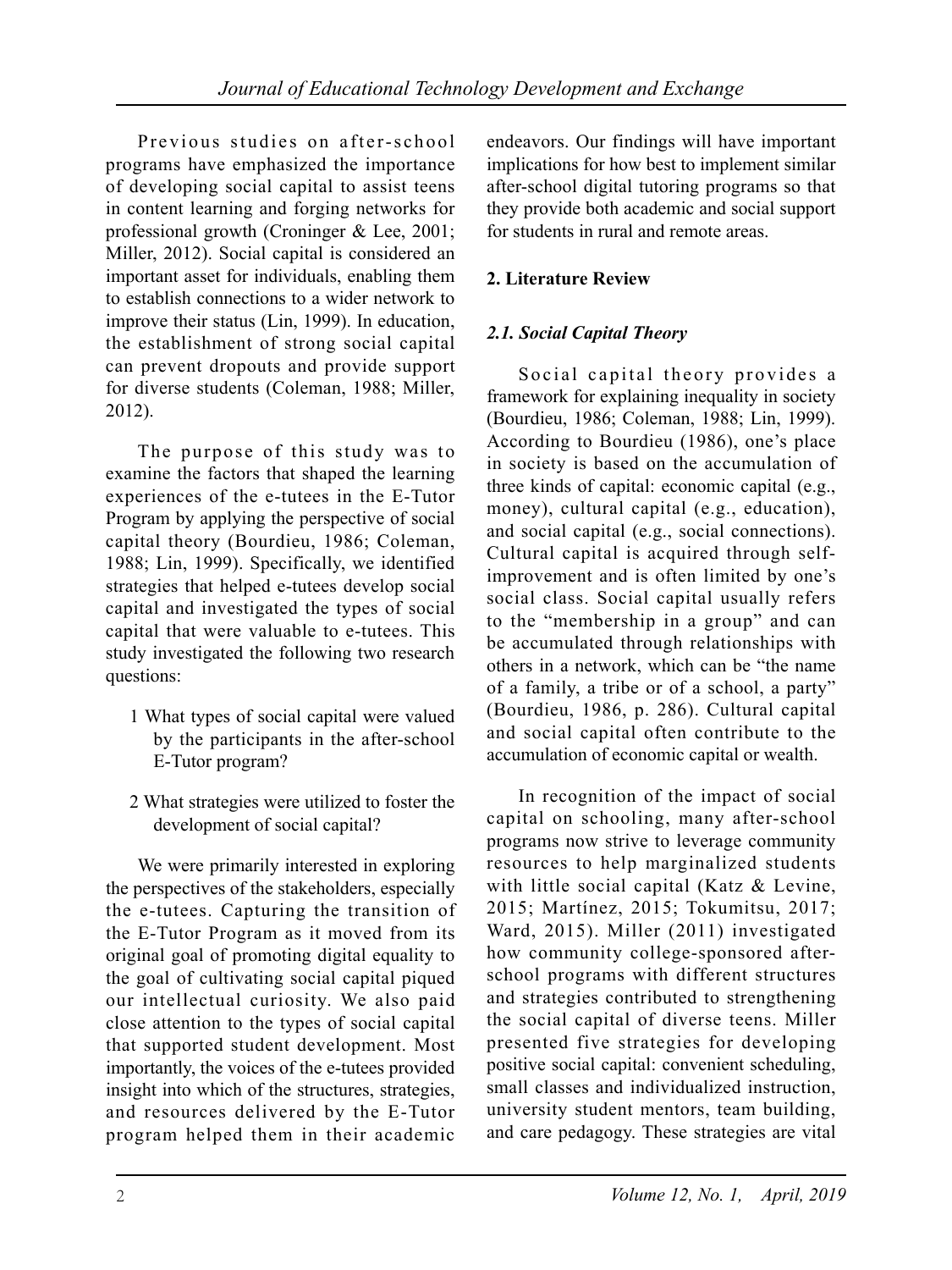Previous studies on after-school programs have emphasized the importance of developing social capital to assist teens in content learning and forging networks for professional growth (Croninger & Lee, 2001; Miller, 2012). Social capital is considered an important asset for individuals, enabling them to establish connections to a wider network to improve their status (Lin, 1999). In education, the establishment of strong social capital can prevent dropouts and provide support for diverse students (Coleman, 1988; Miller, 2012).

The purpose of this study was to examine the factors that shaped the learning experiences of the e-tutees in the E-Tutor Program by applying the perspective of social capital theory (Bourdieu, 1986; Coleman, 1988; Lin, 1999). Specifically, we identified strategies that helped e-tutees develop social capital and investigated the types of social capital that were valuable to e-tutees. This study investigated the following two research questions:

1. What types of social capital were valued by the participants in the after-school E-Tutor program?
2. What strategies were utilized to foster the development of social capital?

We were primarily interested in exploring the perspectives of the stakeholders, especially the e-tutees. Capturing the transition of the E-Tutor Program as it moved from its original goal of promoting digital equality to the goal of cultivating social capital piqued our intellectual curiosity. We also paid close attention to the types of social capital that supported student development. Most importantly, the voices of the e-tutees provided insight into which of the structures, strategies, and resources delivered by the E-Tutor program helped them in their academic endeavors. Our findings will have important implications for how best to implement similar after-school digital tutoring programs so that they provide both academic and social support for students in rural and remote areas.

## 2. Literature Review

### *2.1. Social Capital Theory*

Social capital theory provides a framework for explaining inequality in society (Bourdieu, 1986; Coleman, 1988; Lin, 1999). According to Bourdieu (1986), one's place in society is based on the accumulation of three kinds of capital: economic capital (e.g., money), cultural capital (e.g., education), and social capital (e.g., social connections). Cultural capital is acquired through self-improvement and is often limited by one's social class. Social capital usually refers to the "membership in a group" and can be accumulated through relationships with others in a network, which can be "the name of a family, a tribe or of a school, a party" (Bourdieu, 1986, p. 286). Cultural capital and social capital often contribute to the accumulation of economic capital or wealth.

In recognition of the impact of social capital on schooling, many after-school programs now strive to leverage community resources to help marginalized students with little social capital (Katz & Levine, 2015; Martínez, 2015; Tokumitsu, 2017; Ward, 2015). Miller (2011) investigated how community college-sponsored after-school programs with different structures and strategies contributed to strengthening the social capital of diverse teens. Miller presented five strategies for developing positive social capital: convenient scheduling, small classes and individualized instruction, university student mentors, team building, and care pedagogy. These strategies are vital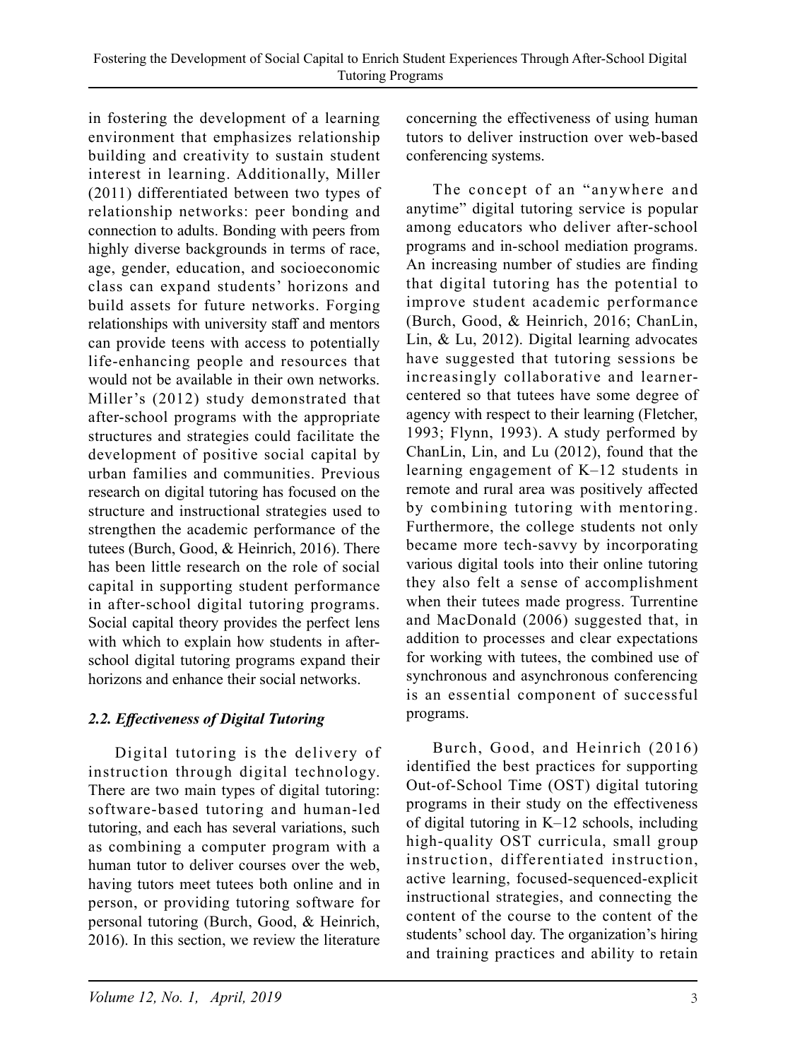in fostering the development of a learning environment that emphasizes relationship building and creativity to sustain student interest in learning. Additionally, Miller (2011) differentiated between two types of relationship networks: peer bonding and connection to adults. Bonding with peers from highly diverse backgrounds in terms of race, age, gender, education, and socioeconomic class can expand students' horizons and build assets for future networks. Forging relationships with university staff and mentors can provide teens with access to potentially life-enhancing people and resources that would not be available in their own networks. Miller's (2012) study demonstrated that after-school programs with the appropriate structures and strategies could facilitate the development of positive social capital by urban families and communities. Previous research on digital tutoring has focused on the structure and instructional strategies used to strengthen the academic performance of the tutees (Burch, Good, & Heinrich, 2016). There has been little research on the role of social capital in supporting student performance in after-school digital tutoring programs. Social capital theory provides the perfect lens with which to explain how students in after-school digital tutoring programs expand their horizons and enhance their social networks.

### *2.2. Effectiveness of Digital Tutoring*

Digital tutoring is the delivery of instruction through digital technology. There are two main types of digital tutoring: software-based tutoring and human-led tutoring, and each has several variations, such as combining a computer program with a human tutor to deliver courses over the web, having tutors meet tutees both online and in person, or providing tutoring software for personal tutoring (Burch, Good, & Heinrich, 2016). In this section, we review the literature concerning the effectiveness of using human tutors to deliver instruction over web-based conferencing systems.

The concept of an "anywhere and anytime" digital tutoring service is popular among educators who deliver after-school programs and in-school mediation programs. An increasing number of studies are finding that digital tutoring has the potential to improve student academic performance (Burch, Good, & Heinrich, 2016; ChanLin, Lin, & Lu, 2012). Digital learning advocates have suggested that tutoring sessions be increasingly collaborative and learner-centered so that tutees have some degree of agency with respect to their learning (Fletcher, 1993; Flynn, 1993). A study performed by ChanLin, Lin, and Lu (2012), found that the learning engagement of K–12 students in remote and rural area was positively affected by combining tutoring with mentoring. Furthermore, the college students not only became more tech-savvy by incorporating various digital tools into their online tutoring they also felt a sense of accomplishment when their tutees made progress. Turrentine and MacDonald (2006) suggested that, in addition to processes and clear expectations for working with tutees, the combined use of synchronous and asynchronous conferencing is an essential component of successful programs.

Burch, Good, and Heinrich (2016) identified the best practices for supporting Out-of-School Time (OST) digital tutoring programs in their study on the effectiveness of digital tutoring in K–12 schools, including high-quality OST curricula, small group instruction, differentiated instruction, active learning, focused-sequenced-explicit instructional strategies, and connecting the content of the course to the content of the students' school day. The organization's hiring and training practices and ability to retain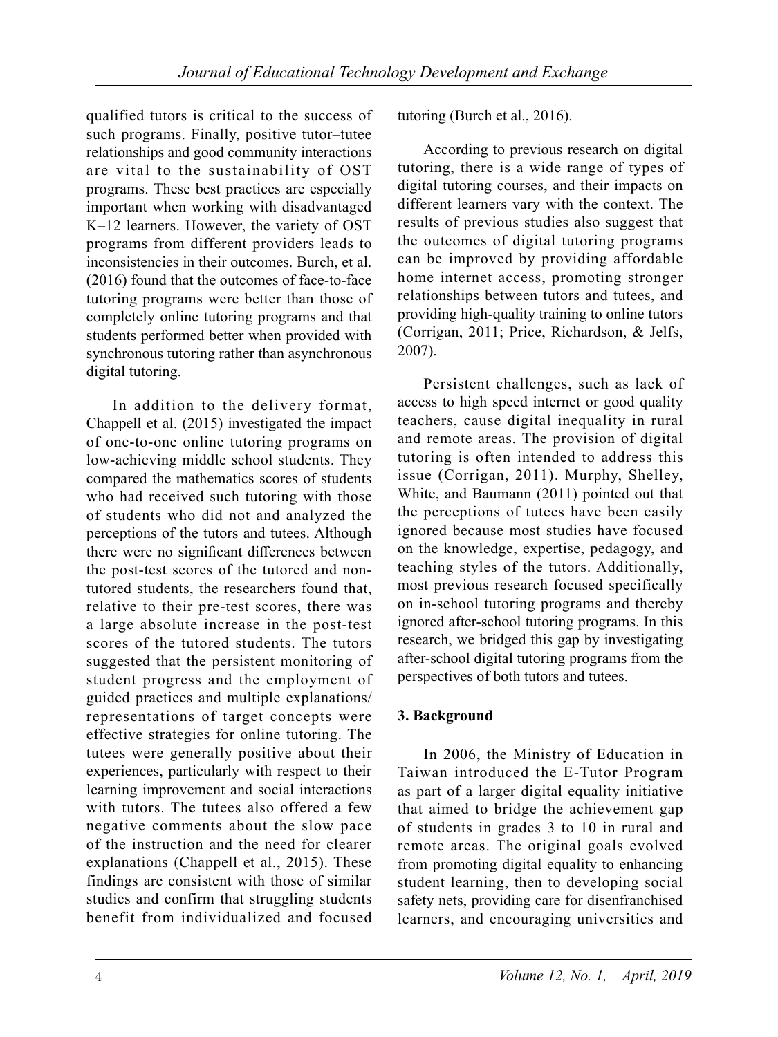qualified tutors is critical to the success of such programs. Finally, positive tutor–tutee relationships and good community interactions are vital to the sustainability of OST programs. These best practices are especially important when working with disadvantaged K–12 learners. However, the variety of OST programs from different providers leads to inconsistencies in their outcomes. Burch, et al. (2016) found that the outcomes of face-to-face tutoring programs were better than those of completely online tutoring programs and that students performed better when provided with synchronous tutoring rather than asynchronous digital tutoring.

In addition to the delivery format, Chappell et al. (2015) investigated the impact of one-to-one online tutoring programs on low-achieving middle school students. They compared the mathematics scores of students who had received such tutoring with those of students who did not and analyzed the perceptions of the tutors and tutees. Although there were no significant differences between the post-test scores of the tutored and non-tutored students, the researchers found that, relative to their pre-test scores, there was a large absolute increase in the post-test scores of the tutored students. The tutors suggested that the persistent monitoring of student progress and the employment of guided practices and multiple explanations/representations of target concepts were effective strategies for online tutoring. The tutees were generally positive about their experiences, particularly with respect to their learning improvement and social interactions with tutors. The tutees also offered a few negative comments about the slow pace of the instruction and the need for clearer explanations (Chappell et al., 2015). These findings are consistent with those of similar studies and confirm that struggling students benefit from individualized and focused tutoring (Burch et al., 2016).

According to previous research on digital tutoring, there is a wide range of types of digital tutoring courses, and their impacts on different learners vary with the context. The results of previous studies also suggest that the outcomes of digital tutoring programs can be improved by providing affordable home internet access, promoting stronger relationships between tutors and tutees, and providing high-quality training to online tutors (Corrigan, 2011; Price, Richardson, & Jelfs, 2007).

Persistent challenges, such as lack of access to high speed internet or good quality teachers, cause digital inequality in rural and remote areas. The provision of digital tutoring is often intended to address this issue (Corrigan, 2011). Murphy, Shelley, White, and Baumann (2011) pointed out that the perceptions of tutees have been easily ignored because most studies have focused on the knowledge, expertise, pedagogy, and teaching styles of the tutors. Additionally, most previous research focused specifically on in-school tutoring programs and thereby ignored after-school tutoring programs. In this research, we bridged this gap by investigating after-school digital tutoring programs from the perspectives of both tutors and tutees.

## 3. Background

In 2006, the Ministry of Education in Taiwan introduced the E-Tutor Program as part of a larger digital equality initiative that aimed to bridge the achievement gap of students in grades 3 to 10 in rural and remote areas. The original goals evolved from promoting digital equality to enhancing student learning, then to developing social safety nets, providing care for disenfranchised learners, and encouraging universities and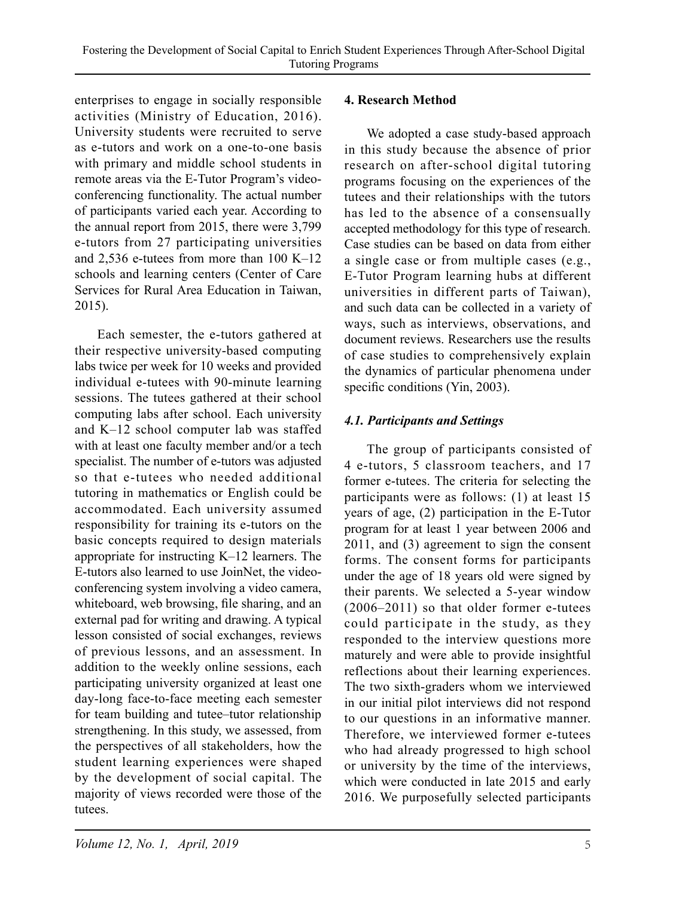enterprises to engage in socially responsible activities (Ministry of Education, 2016). University students were recruited to serve as e-tutors and work on a one-to-one basis with primary and middle school students in remote areas via the E-Tutor Program's video-conferencing functionality. The actual number of participants varied each year. According to the annual report from 2015, there were 3,799 e-tutors from 27 participating universities and 2,536 e-tutees from more than 100 K–12 schools and learning centers (Center of Care Services for Rural Area Education in Taiwan, 2015).

Each semester, the e-tutors gathered at their respective university-based computing labs twice per week for 10 weeks and provided individual e-tutees with 90-minute learning sessions. The tutees gathered at their school computing labs after school. Each university and K–12 school computer lab was staffed with at least one faculty member and/or a tech specialist. The number of e-tutors was adjusted so that e-tutees who needed additional tutoring in mathematics or English could be accommodated. Each university assumed responsibility for training its e-tutors on the basic concepts required to design materials appropriate for instructing K–12 learners. The E-tutors also learned to use JoinNet, the video-conferencing system involving a video camera, whiteboard, web browsing, file sharing, and an external pad for writing and drawing. A typical lesson consisted of social exchanges, reviews of previous lessons, and an assessment. In addition to the weekly online sessions, each participating university organized at least one day-long face-to-face meeting each semester for team building and tutee–tutor relationship strengthening. In this study, we assessed, from the perspectives of all stakeholders, how the student learning experiences were shaped by the development of social capital. The majority of views recorded were those of the tutees.

## 4. Research Method

We adopted a case study-based approach in this study because the absence of prior research on after-school digital tutoring programs focusing on the experiences of the tutees and their relationships with the tutors has led to the absence of a consensually accepted methodology for this type of research. Case studies can be based on data from either a single case or from multiple cases (e.g., E-Tutor Program learning hubs at different universities in different parts of Taiwan), and such data can be collected in a variety of ways, such as interviews, observations, and document reviews. Researchers use the results of case studies to comprehensively explain the dynamics of particular phenomena under specific conditions (Yin, 2003).

### *4.1. Participants and Settings*

The group of participants consisted of 4 e-tutors, 5 classroom teachers, and 17 former e-tutees. The criteria for selecting the participants were as follows: (1) at least 15 years of age, (2) participation in the E-Tutor program for at least 1 year between 2006 and 2011, and (3) agreement to sign the consent forms. The consent forms for participants under the age of 18 years old were signed by their parents. We selected a 5-year window (2006–2011) so that older former e-tutees could participate in the study, as they responded to the interview questions more maturely and were able to provide insightful reflections about their learning experiences. The two sixth-graders whom we interviewed in our initial pilot interviews did not respond to our questions in an informative manner. Therefore, we interviewed former e-tutees who had already progressed to high school or university by the time of the interviews, which were conducted in late 2015 and early 2016. We purposefully selected participants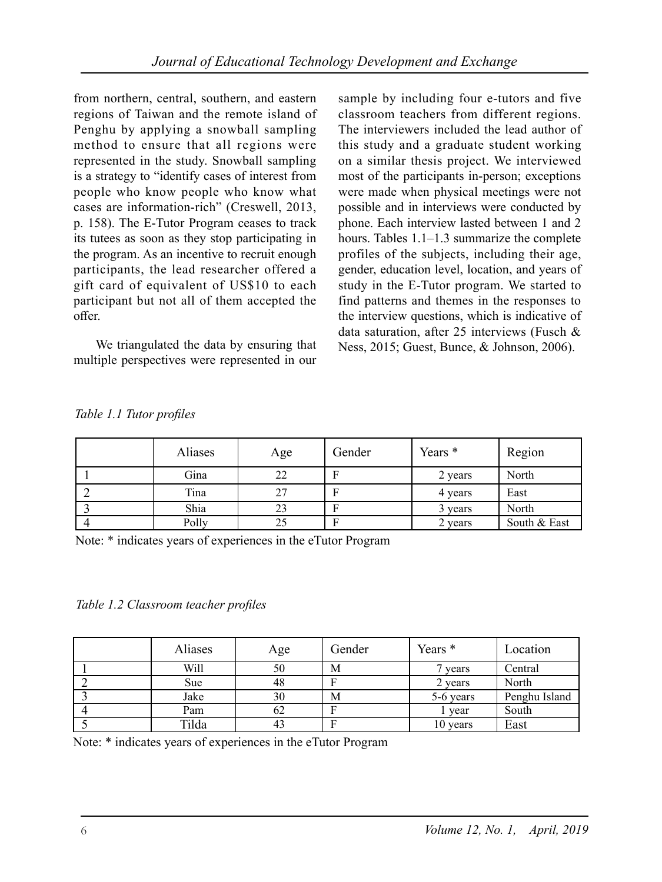from northern, central, southern, and eastern regions of Taiwan and the remote island of Penghu by applying a snowball sampling method to ensure that all regions were represented in the study. Snowball sampling is a strategy to "identify cases of interest from people who know people who know what cases are information-rich" (Creswell, 2013, p. 158). The E-Tutor Program ceases to track its tutees as soon as they stop participating in the program. As an incentive to recruit enough participants, the lead researcher offered a gift card of equivalent of US$10 to each participant but not all of them accepted the offer.

We triangulated the data by ensuring that multiple perspectives were represented in our sample by including four e-tutors and five classroom teachers from different regions. The interviewers included the lead author of this study and a graduate student working on a similar thesis project. We interviewed most of the participants in-person; exceptions were made when physical meetings were not possible and in interviews were conducted by phone. Each interview lasted between 1 and 2 hours. Tables 1.1–1.3 summarize the complete profiles of the subjects, including their age, gender, education level, location, and years of study in the E-Tutor program. We started to find patterns and themes in the responses to the interview questions, which is indicative of data saturation, after 25 interviews (Fusch & Ness, 2015; Guest, Bunce, & Johnson, 2006).

*Table 1.1 Tutor profiles*

| | Aliases | Age | Gender | Years * | Region |
|---|---|---|---|---|---|
| 1 | Gina | 22 | F | 2 years | North |
| 2 | Tina | 27 | F | 4 years | East |
| 3 | Shia | 23 | F | 3 years | North |
| 4 | Polly | 25 | F | 2 years | South & East |

Note: * indicates years of experiences in the eTutor Program

*Table 1.2 Classroom teacher profiles*

| | Aliases | Age | Gender | Years * | Location |
|---|---|---|---|---|---|
| 1 | Will | 50 | M | 7 years | Central |
| 2 | Sue | 48 | F | 2 years | North |
| 3 | Jake | 30 | M | 5-6 years | Penghu Island |
| 4 | Pam | 62 | F | 1 year | South |
| 5 | Tilda | 43 | F | 10 years | East |

Note: * indicates years of experiences in the eTutor Program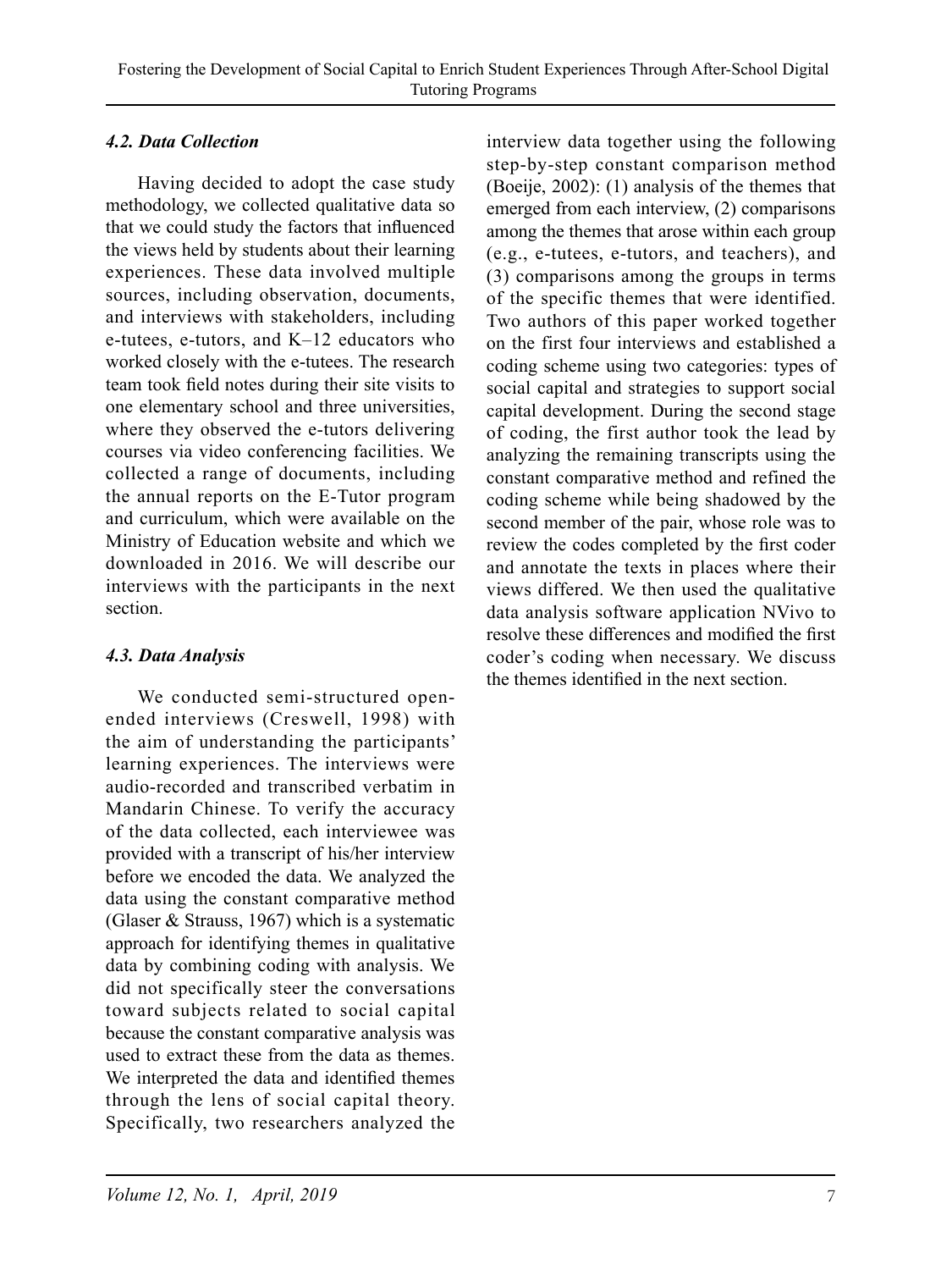### *4.2. Data Collection*

Having decided to adopt the case study methodology, we collected qualitative data so that we could study the factors that influenced the views held by students about their learning experiences. These data involved multiple sources, including observation, documents, and interviews with stakeholders, including e-tutees, e-tutors, and K–12 educators who worked closely with the e-tutees. The research team took field notes during their site visits to one elementary school and three universities, where they observed the e-tutors delivering courses via video conferencing facilities. We collected a range of documents, including the annual reports on the E-Tutor program and curriculum, which were available on the Ministry of Education website and which we downloaded in 2016. We will describe our interviews with the participants in the next section.

### *4.3. Data Analysis*

We conducted semi-structured open-ended interviews (Creswell, 1998) with the aim of understanding the participants' learning experiences. The interviews were audio-recorded and transcribed verbatim in Mandarin Chinese. To verify the accuracy of the data collected, each interviewee was provided with a transcript of his/her interview before we encoded the data. We analyzed the data using the constant comparative method (Glaser & Strauss, 1967) which is a systematic approach for identifying themes in qualitative data by combining coding with analysis. We did not specifically steer the conversations toward subjects related to social capital because the constant comparative analysis was used to extract these from the data as themes. We interpreted the data and identified themes through the lens of social capital theory. Specifically, two researchers analyzed the interview data together using the following step-by-step constant comparison method (Boeije, 2002): (1) analysis of the themes that emerged from each interview, (2) comparisons among the themes that arose within each group (e.g., e-tutees, e-tutors, and teachers), and (3) comparisons among the groups in terms of the specific themes that were identified. Two authors of this paper worked together on the first four interviews and established a coding scheme using two categories: types of social capital and strategies to support social capital development. During the second stage of coding, the first author took the lead by analyzing the remaining transcripts using the constant comparative method and refined the coding scheme while being shadowed by the second member of the pair, whose role was to review the codes completed by the first coder and annotate the texts in places where their views differed. We then used the qualitative data analysis software application NVivo to resolve these differences and modified the first coder's coding when necessary. We discuss the themes identified in the next section.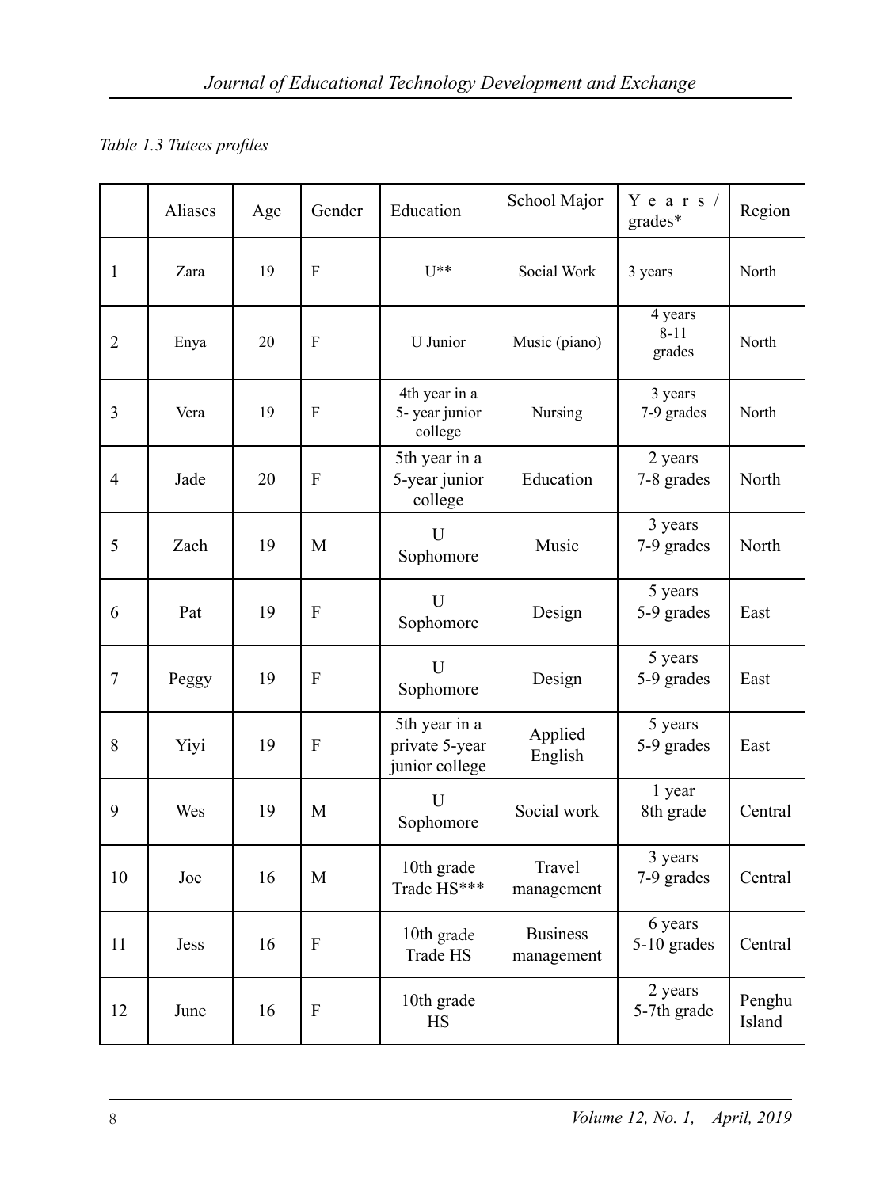*Table 1.3 Tutees profiles*

| | Aliases | Age | Gender | Education | School Major | Years / grades* | Region |
|---|---|---|---|---|---|---|---|
| 1 | Zara | 19 | F | U** | Social Work | 3 years | North |
| 2 | Enya | 20 | F | U Junior | Music (piano) | 4 years 8-11 grades | North |
| 3 | Vera | 19 | F | 4th year in a 5- year junior college | Nursing | 3 years 7-9 grades | North |
| 4 | Jade | 20 | F | 5th year in a 5-year junior college | Education | 2 years 7-8 grades | North |
| 5 | Zach | 19 | M | U Sophomore | Music | 3 years 7-9 grades | North |
| 6 | Pat | 19 | F | U Sophomore | Design | 5 years 5-9 grades | East |
| 7 | Peggy | 19 | F | U Sophomore | Design | 5 years 5-9 grades | East |
| 8 | Yiyi | 19 | F | 5th year in a private 5-year junior college | Applied English | 5 years 5-9 grades | East |
| 9 | Wes | 19 | M | U Sophomore | Social work | 1 year 8th grade | Central |
| 10 | Joe | 16 | M | 10th grade Trade HS*** | Travel management | 3 years 7-9 grades | Central |
| 11 | Jess | 16 | F | 10th grade Trade HS | Business management | 6 years 5-10 grades | Central |
| 12 | June | 16 | F | 10th grade HS | | 2 years 5-7th grade | Penghu Island |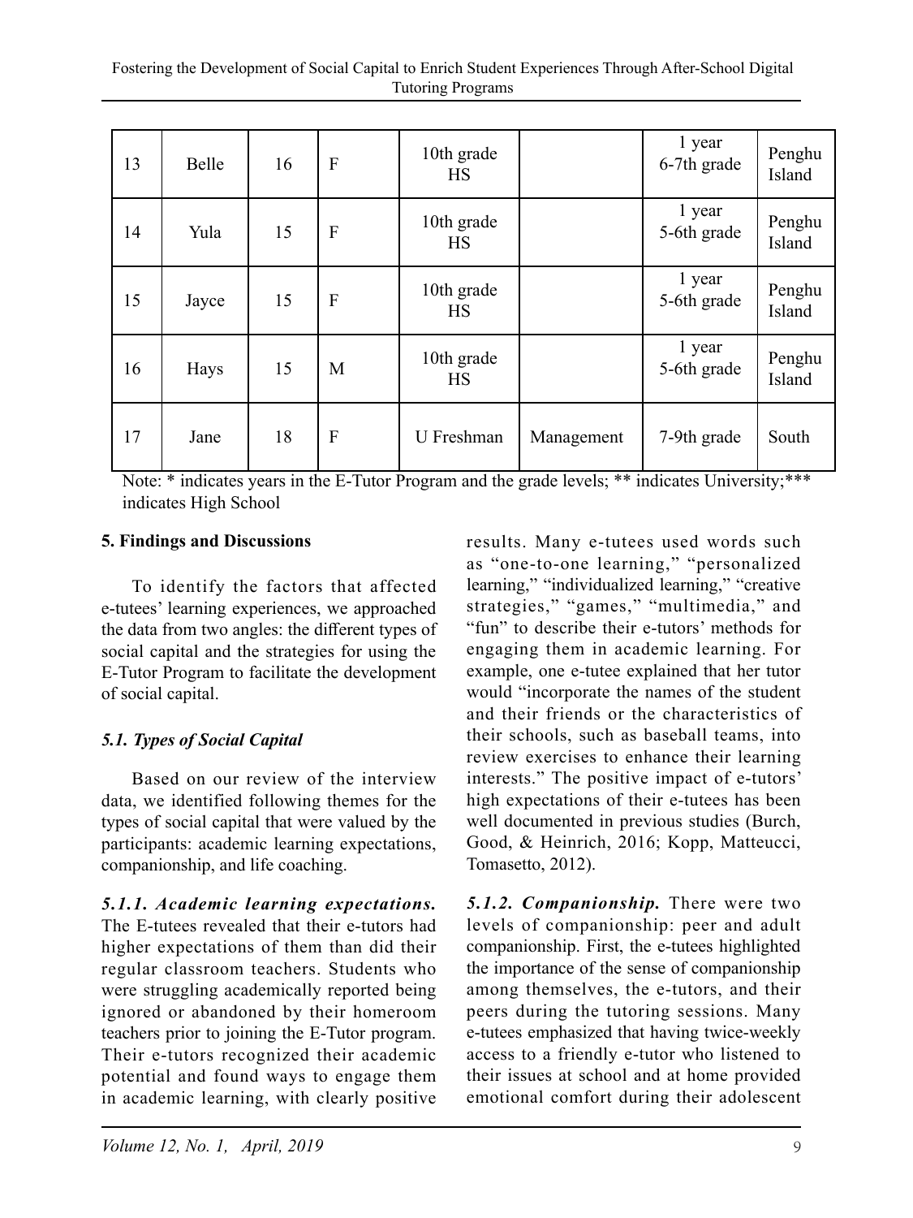| 13 | Belle | 16 | F | 10th grade HS | | 1 year 6-7th grade | Penghu Island |
|---|---|---|---|---|---|---|---|
| 14 | Yula | 15 | F | 10th grade HS | | 1 year 5-6th grade | Penghu Island |
| 15 | Jayce | 15 | F | 10th grade HS | | 1 year 5-6th grade | Penghu Island |
| 16 | Hays | 15 | M | 10th grade HS | | 1 year 5-6th grade | Penghu Island |
| 17 | Jane | 18 | F | U Freshman | Management | 7-9th grade | South |

Note: * indicates years in the E-Tutor Program and the grade levels; ** indicates University;*** indicates High School

## 5. Findings and Discussions

To identify the factors that affected e-tutees' learning experiences, we approached the data from two angles: the different types of social capital and the strategies for using the E-Tutor Program to facilitate the development of social capital.

### *5.1. Types of Social Capital*

Based on our review of the interview data, we identified following themes for the types of social capital that were valued by the participants: academic learning expectations, companionship, and life coaching.

***5.1.1. Academic learning expectations.*** The E-tutees revealed that their e-tutors had higher expectations of them than did their regular classroom teachers. Students who were struggling academically reported being ignored or abandoned by their homeroom teachers prior to joining the E-Tutor program. Their e-tutors recognized their academic potential and found ways to engage them in academic learning, with clearly positive results. Many e-tutees used words such as "one-to-one learning," "personalized learning," "individualized learning," "creative strategies," "games," "multimedia," and "fun" to describe their e-tutors' methods for engaging them in academic learning. For example, one e-tutee explained that her tutor would "incorporate the names of the student and their friends or the characteristics of their schools, such as baseball teams, into review exercises to enhance their learning interests." The positive impact of e-tutors' high expectations of their e-tutees has been well documented in previous studies (Burch, Good, & Heinrich, 2016; Kopp, Matteucci, Tomasetto, 2012).

***5.1.2. Companionship.*** There were two levels of companionship: peer and adult companionship. First, the e-tutees highlighted the importance of the sense of companionship among themselves, the e-tutors, and their peers during the tutoring sessions. Many e-tutees emphasized that having twice-weekly access to a friendly e-tutor who listened to their issues at school and at home provided emotional comfort during their adolescent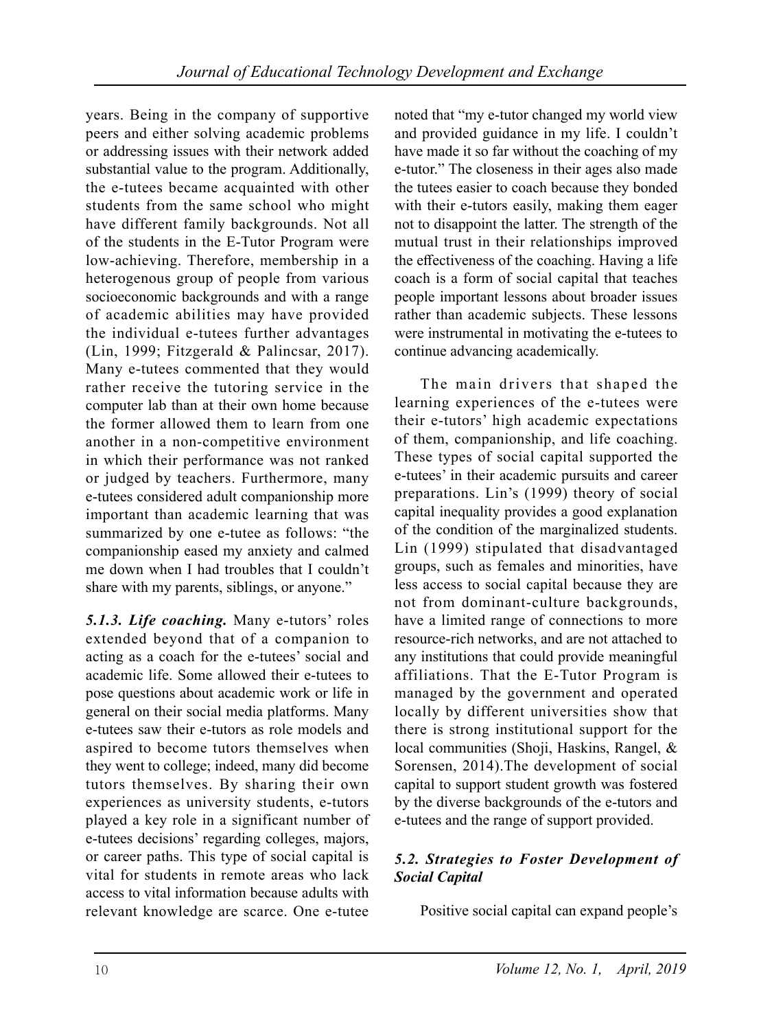years. Being in the company of supportive peers and either solving academic problems or addressing issues with their network added substantial value to the program. Additionally, the e-tutees became acquainted with other students from the same school who might have different family backgrounds. Not all of the students in the E-Tutor Program were low-achieving. Therefore, membership in a heterogenous group of people from various socioeconomic backgrounds and with a range of academic abilities may have provided the individual e-tutees further advantages (Lin, 1999; Fitzgerald & Palincsar, 2017). Many e-tutees commented that they would rather receive the tutoring service in the computer lab than at their own home because the former allowed them to learn from one another in a non-competitive environment in which their performance was not ranked or judged by teachers. Furthermore, many e-tutees considered adult companionship more important than academic learning that was summarized by one e-tutee as follows: "the companionship eased my anxiety and calmed me down when I had troubles that I couldn't share with my parents, siblings, or anyone."

***5.1.3. Life coaching.*** Many e-tutors' roles extended beyond that of a companion to acting as a coach for the e-tutees' social and academic life. Some allowed their e-tutees to pose questions about academic work or life in general on their social media platforms. Many e-tutees saw their e-tutors as role models and aspired to become tutors themselves when they went to college; indeed, many did become tutors themselves. By sharing their own experiences as university students, e-tutors played a key role in a significant number of e-tutees decisions' regarding colleges, majors, or career paths. This type of social capital is vital for students in remote areas who lack access to vital information because adults with relevant knowledge are scarce. One e-tutee noted that "my e-tutor changed my world view and provided guidance in my life. I couldn't have made it so far without the coaching of my e-tutor." The closeness in their ages also made the tutees easier to coach because they bonded with their e-tutors easily, making them eager not to disappoint the latter. The strength of the mutual trust in their relationships improved the effectiveness of the coaching. Having a life coach is a form of social capital that teaches people important lessons about broader issues rather than academic subjects. These lessons were instrumental in motivating the e-tutees to continue advancing academically.

The main drivers that shaped the learning experiences of the e-tutees were their e-tutors' high academic expectations of them, companionship, and life coaching. These types of social capital supported the e-tutees' in their academic pursuits and career preparations. Lin's (1999) theory of social capital inequality provides a good explanation of the condition of the marginalized students. Lin (1999) stipulated that disadvantaged groups, such as females and minorities, have less access to social capital because they are not from dominant-culture backgrounds, have a limited range of connections to more resource-rich networks, and are not attached to any institutions that could provide meaningful affiliations. That the E-Tutor Program is managed by the government and operated locally by different universities show that there is strong institutional support for the local communities (Shoji, Haskins, Rangel, & Sorensen, 2014).The development of social capital to support student growth was fostered by the diverse backgrounds of the e-tutors and e-tutees and the range of support provided.

### *5.2. Strategies to Foster Development of Social Capital*

Positive social capital can expand people's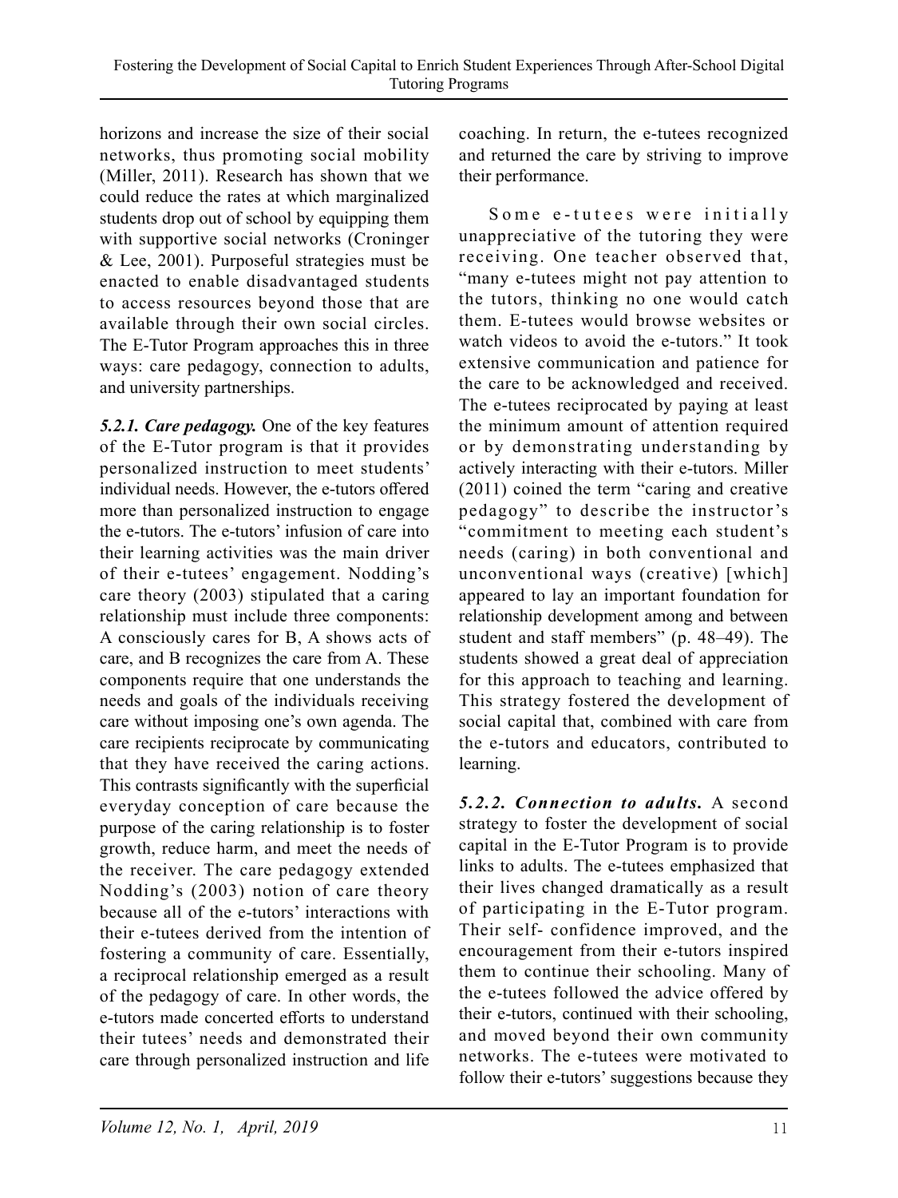horizons and increase the size of their social networks, thus promoting social mobility (Miller, 2011). Research has shown that we could reduce the rates at which marginalized students drop out of school by equipping them with supportive social networks (Croninger & Lee, 2001). Purposeful strategies must be enacted to enable disadvantaged students to access resources beyond those that are available through their own social circles. The E-Tutor Program approaches this in three ways: care pedagogy, connection to adults, and university partnerships.

***5.2.1. Care pedagogy.*** One of the key features of the E-Tutor program is that it provides personalized instruction to meet students' individual needs. However, the e-tutors offered more than personalized instruction to engage the e-tutors. The e-tutors' infusion of care into their learning activities was the main driver of their e-tutees' engagement. Nodding's care theory (2003) stipulated that a caring relationship must include three components: A consciously cares for B, A shows acts of care, and B recognizes the care from A. These components require that one understands the needs and goals of the individuals receiving care without imposing one's own agenda. The care recipients reciprocate by communicating that they have received the caring actions. This contrasts significantly with the superficial everyday conception of care because the purpose of the caring relationship is to foster growth, reduce harm, and meet the needs of the receiver. The care pedagogy extended Nodding's (2003) notion of care theory because all of the e-tutors' interactions with their e-tutees derived from the intention of fostering a community of care. Essentially, a reciprocal relationship emerged as a result of the pedagogy of care. In other words, the e-tutors made concerted efforts to understand their tutees' needs and demonstrated their care through personalized instruction and life coaching. In return, the e-tutees recognized and returned the care by striving to improve their performance.

Some e-tutees were initially unappreciative of the tutoring they were receiving. One teacher observed that, "many e-tutees might not pay attention to the tutors, thinking no one would catch them. E-tutees would browse websites or watch videos to avoid the e-tutors." It took extensive communication and patience for the care to be acknowledged and received. The e-tutees reciprocated by paying at least the minimum amount of attention required or by demonstrating understanding by actively interacting with their e-tutors. Miller (2011) coined the term "caring and creative pedagogy" to describe the instructor's "commitment to meeting each student's needs (caring) in both conventional and unconventional ways (creative) [which] appeared to lay an important foundation for relationship development among and between student and staff members" (p. 48–49). The students showed a great deal of appreciation for this approach to teaching and learning. This strategy fostered the development of social capital that, combined with care from the e-tutors and educators, contributed to learning.

***5.2.2. Connection to adults.*** A second strategy to foster the development of social capital in the E-Tutor Program is to provide links to adults. The e-tutees emphasized that their lives changed dramatically as a result of participating in the E-Tutor program. Their self- confidence improved, and the encouragement from their e-tutors inspired them to continue their schooling. Many of the e-tutees followed the advice offered by their e-tutors, continued with their schooling, and moved beyond their own community networks. The e-tutees were motivated to follow their e-tutors' suggestions because they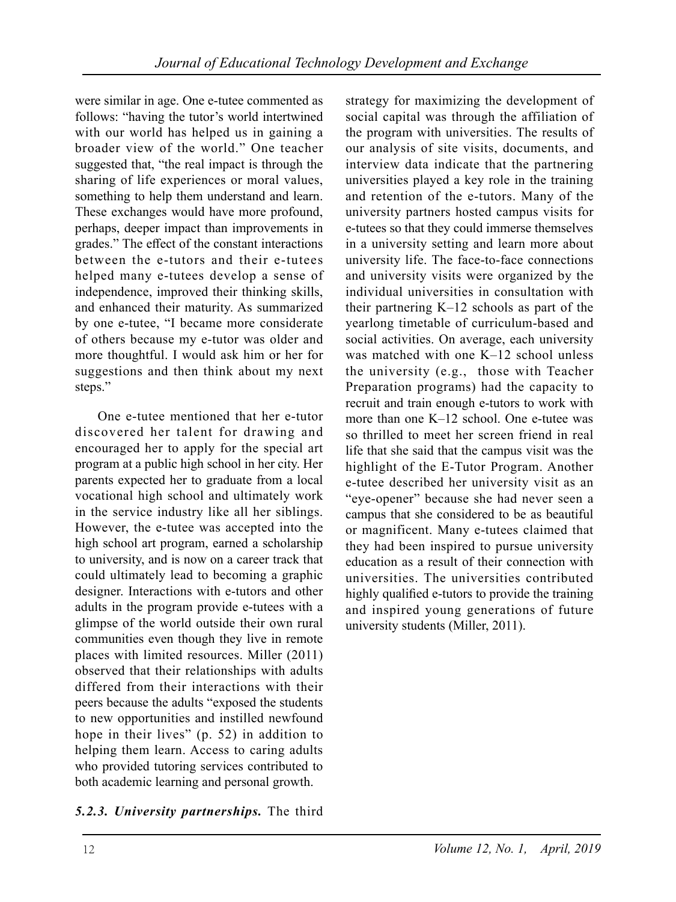were similar in age. One e-tutee commented as follows: "having the tutor's world intertwined with our world has helped us in gaining a broader view of the world." One teacher suggested that, "the real impact is through the sharing of life experiences or moral values, something to help them understand and learn. These exchanges would have more profound, perhaps, deeper impact than improvements in grades." The effect of the constant interactions between the e-tutors and their e-tutees helped many e-tutees develop a sense of independence, improved their thinking skills, and enhanced their maturity. As summarized by one e-tutee, "I became more considerate of others because my e-tutor was older and more thoughtful. I would ask him or her for suggestions and then think about my next steps."

One e-tutee mentioned that her e-tutor discovered her talent for drawing and encouraged her to apply for the special art program at a public high school in her city. Her parents expected her to graduate from a local vocational high school and ultimately work in the service industry like all her siblings. However, the e-tutee was accepted into the high school art program, earned a scholarship to university, and is now on a career track that could ultimately lead to becoming a graphic designer. Interactions with e-tutors and other adults in the program provide e-tutees with a glimpse of the world outside their own rural communities even though they live in remote places with limited resources. Miller (2011) observed that their relationships with adults differed from their interactions with their peers because the adults "exposed the students to new opportunities and instilled newfound hope in their lives" (p. 52) in addition to helping them learn. Access to caring adults who provided tutoring services contributed to both academic learning and personal growth.

***5.2.3. University partnerships.*** The third strategy for maximizing the development of social capital was through the affiliation of the program with universities. The results of our analysis of site visits, documents, and interview data indicate that the partnering universities played a key role in the training and retention of the e-tutors. Many of the university partners hosted campus visits for e-tutees so that they could immerse themselves in a university setting and learn more about university life. The face-to-face connections and university visits were organized by the individual universities in consultation with their partnering K–12 schools as part of the yearlong timetable of curriculum-based and social activities. On average, each university was matched with one K–12 school unless the university (e.g., those with Teacher Preparation programs) had the capacity to recruit and train enough e-tutors to work with more than one K–12 school. One e-tutee was so thrilled to meet her screen friend in real life that she said that the campus visit was the highlight of the E-Tutor Program. Another e-tutee described her university visit as an "eye-opener" because she had never seen a campus that she considered to be as beautiful or magnificent. Many e-tutees claimed that they had been inspired to pursue university education as a result of their connection with universities. The universities contributed highly qualified e-tutors to provide the training and inspired young generations of future university students (Miller, 2011).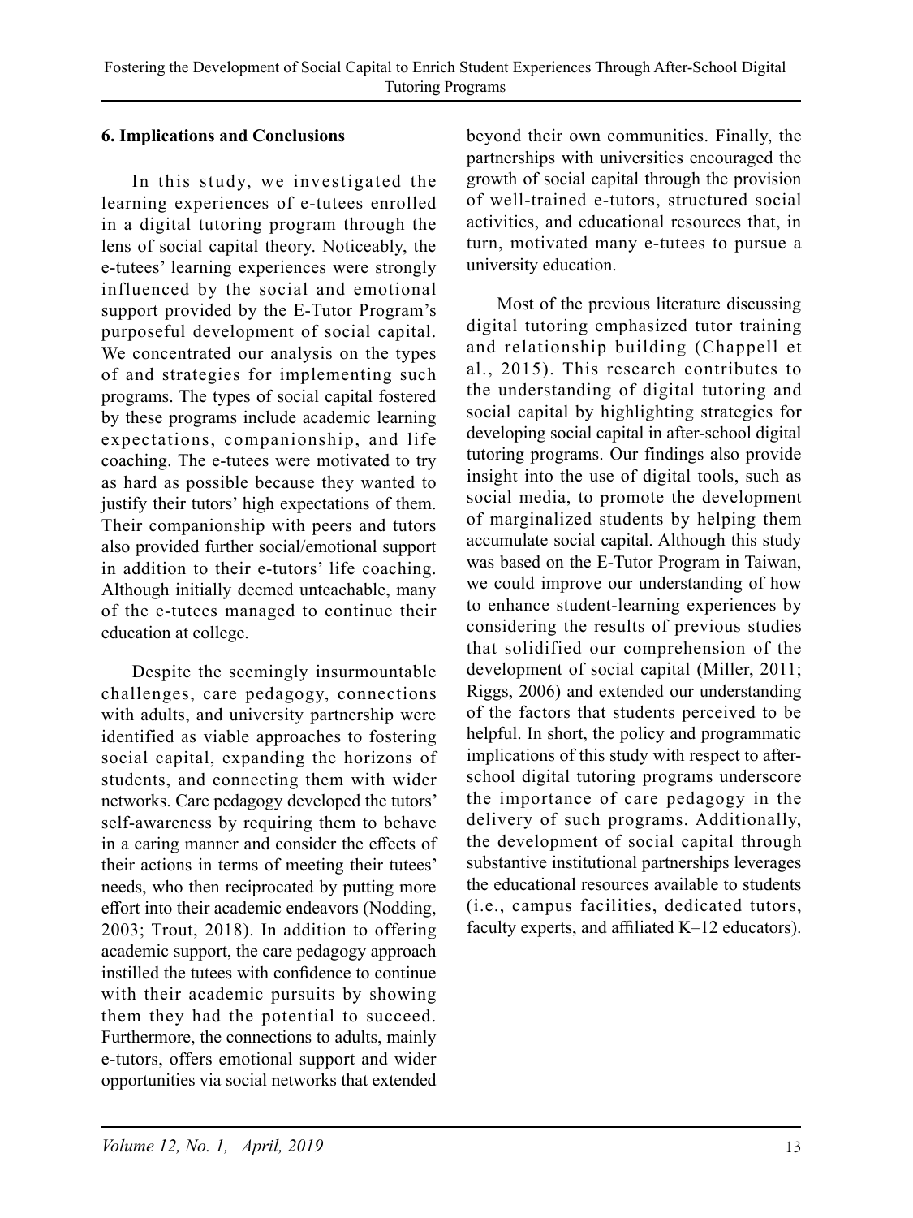## 6. Implications and Conclusions

In this study, we investigated the learning experiences of e-tutees enrolled in a digital tutoring program through the lens of social capital theory. Noticeably, the e-tutees' learning experiences were strongly influenced by the social and emotional support provided by the E-Tutor Program's purposeful development of social capital. We concentrated our analysis on the types of and strategies for implementing such programs. The types of social capital fostered by these programs include academic learning expectations, companionship, and life coaching. The e-tutees were motivated to try as hard as possible because they wanted to justify their tutors' high expectations of them. Their companionship with peers and tutors also provided further social/emotional support in addition to their e-tutors' life coaching. Although initially deemed unteachable, many of the e-tutees managed to continue their education at college.

Despite the seemingly insurmountable challenges, care pedagogy, connections with adults, and university partnership were identified as viable approaches to fostering social capital, expanding the horizons of students, and connecting them with wider networks. Care pedagogy developed the tutors' self-awareness by requiring them to behave in a caring manner and consider the effects of their actions in terms of meeting their tutees' needs, who then reciprocated by putting more effort into their academic endeavors (Nodding, 2003; Trout, 2018). In addition to offering academic support, the care pedagogy approach instilled the tutees with confidence to continue with their academic pursuits by showing them they had the potential to succeed. Furthermore, the connections to adults, mainly e-tutors, offers emotional support and wider opportunities via social networks that extended beyond their own communities. Finally, the partnerships with universities encouraged the growth of social capital through the provision of well-trained e-tutors, structured social activities, and educational resources that, in turn, motivated many e-tutees to pursue a university education.

Most of the previous literature discussing digital tutoring emphasized tutor training and relationship building (Chappell et al., 2015). This research contributes to the understanding of digital tutoring and social capital by highlighting strategies for developing social capital in after-school digital tutoring programs. Our findings also provide insight into the use of digital tools, such as social media, to promote the development of marginalized students by helping them accumulate social capital. Although this study was based on the E-Tutor Program in Taiwan, we could improve our understanding of how to enhance student-learning experiences by considering the results of previous studies that solidified our comprehension of the development of social capital (Miller, 2011; Riggs, 2006) and extended our understanding of the factors that students perceived to be helpful. In short, the policy and programmatic implications of this study with respect to after-school digital tutoring programs underscore the importance of care pedagogy in the delivery of such programs. Additionally, the development of social capital through substantive institutional partnerships leverages the educational resources available to students (i.e., campus facilities, dedicated tutors, faculty experts, and affiliated K–12 educators).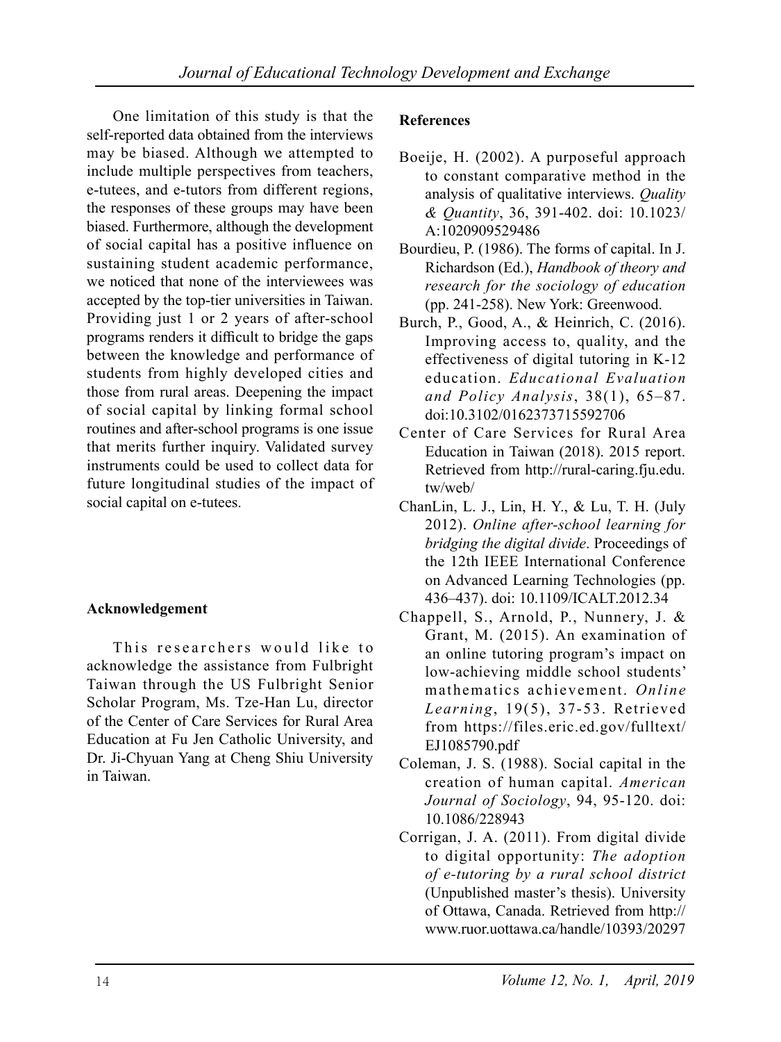One limitation of this study is that the self-reported data obtained from the interviews may be biased. Although we attempted to include multiple perspectives from teachers, e-tutees, and e-tutors from different regions, the responses of these groups may have been biased. Furthermore, although the development of social capital has a positive influence on sustaining student academic performance, we noticed that none of the interviewees was accepted by the top-tier universities in Taiwan. Providing just 1 or 2 years of after-school programs renders it difficult to bridge the gaps between the knowledge and performance of students from highly developed cities and those from rural areas. Deepening the impact of social capital by linking formal school routines and after-school programs is one issue that merits further inquiry. Validated survey instruments could be used to collect data for future longitudinal studies of the impact of social capital on e-tutees.

## Acknowledgement

This researchers would like to acknowledge the assistance from Fulbright Taiwan through the US Fulbright Senior Scholar Program, Ms. Tze-Han Lu, director of the Center of Care Services for Rural Area Education at Fu Jen Catholic University, and Dr. Ji-Chyuan Yang at Cheng Shiu University in Taiwan.

## References

Boeije, H. (2002). A purposeful approach to constant comparative method in the analysis of qualitative interviews. *Quality & Quantity*, 36, 391-402. doi: 10.1023/A:1020909529486

Bourdieu, P. (1986). The forms of capital. In J. Richardson (Ed.), *Handbook of theory and research for the sociology of education* (pp. 241-258). New York: Greenwood.

Burch, P., Good, A., & Heinrich, C. (2016). Improving access to, quality, and the effectiveness of digital tutoring in K-12 education. *Educational Evaluation and Policy Analysis*, 38(1), 65–87. doi:10.3102/0162373715592706

Center of Care Services for Rural Area Education in Taiwan (2018). 2015 report. Retrieved from http://rural-caring.fju.edu.tw/web/

ChanLin, L. J., Lin, H. Y., & Lu, T. H. (July 2012). *Online after-school learning for bridging the digital divide*. Proceedings of the 12th IEEE International Conference on Advanced Learning Technologies (pp. 436–437). doi: 10.1109/ICALT.2012.34

Chappell, S., Arnold, P., Nunnery, J. & Grant, M. (2015). An examination of an online tutoring program's impact on low-achieving middle school students' mathematics achievement. *Online Learning*, 19(5), 37-53. Retrieved from https://files.eric.ed.gov/fulltext/EJ1085790.pdf

Coleman, J. S. (1988). Social capital in the creation of human capital. *American Journal of Sociology*, 94, 95-120. doi: 10.1086/228943

Corrigan, J. A. (2011). From digital divide to digital opportunity: *The adoption of e-tutoring by a rural school district* (Unpublished master's thesis). University of Ottawa, Canada. Retrieved from http://www.ruor.uottawa.ca/handle/10393/20297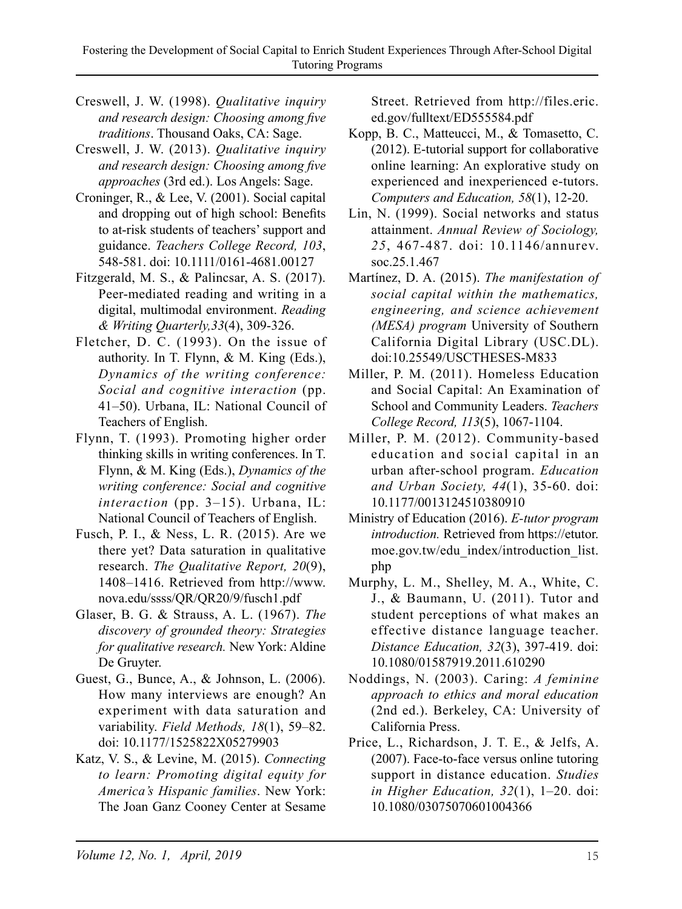Creswell, J. W. (1998). *Qualitative inquiry and research design: Choosing among five traditions*. Thousand Oaks, CA: Sage.

Creswell, J. W. (2013). *Qualitative inquiry and research design: Choosing among five approaches* (3rd ed.). Los Angels: Sage.

Croninger, R., & Lee, V. (2001). Social capital and dropping out of high school: Benefits to at-risk students of teachers' support and guidance. *Teachers College Record, 103*, 548-581. doi: 10.1111/0161-4681.00127

Fitzgerald, M. S., & Palincsar, A. S. (2017). Peer-mediated reading and writing in a digital, multimodal environment. *Reading & Writing Quarterly,33*(4), 309-326.

Fletcher, D. C. (1993). On the issue of authority. In T. Flynn, & M. King (Eds.), *Dynamics of the writing conference: Social and cognitive interaction* (pp. 41–50). Urbana, IL: National Council of Teachers of English.

Flynn, T. (1993). Promoting higher order thinking skills in writing conferences. In T. Flynn, & M. King (Eds.), *Dynamics of the writing conference: Social and cognitive interaction* (pp. 3–15). Urbana, IL: National Council of Teachers of English.

Fusch, P. I., & Ness, L. R. (2015). Are we there yet? Data saturation in qualitative research. *The Qualitative Report, 20*(9), 1408–1416. Retrieved from http://www.nova.edu/ssss/QR/QR20/9/fusch1.pdf

Glaser, B. G. & Strauss, A. L. (1967). *The discovery of grounded theory: Strategies for qualitative research.* New York: Aldine De Gruyter.

Guest, G., Bunce, A., & Johnson, L. (2006). How many interviews are enough? An experiment with data saturation and variability. *Field Methods, 18*(1), 59–82. doi: 10.1177/1525822X05279903

Katz, V. S., & Levine, M. (2015). *Connecting to learn: Promoting digital equity for America's Hispanic families*. New York: The Joan Ganz Cooney Center at Sesame Street. Retrieved from http://files.eric.ed.gov/fulltext/ED555584.pdf

Kopp, B. C., Matteucci, M., & Tomasetto, C. (2012). E-tutorial support for collaborative online learning: An explorative study on experienced and inexperienced e-tutors. *Computers and Education, 58*(1), 12-20.

Lin, N. (1999). Social networks and status attainment. *Annual Review of Sociology, 25*, 467-487. doi: 10.1146/annurev.soc.25.1.467

Martínez, D. A. (2015). *The manifestation of social capital within the mathematics, engineering, and science achievement (MESA) program* University of Southern California Digital Library (USC.DL). doi:10.25549/USCTHESES-M833

Miller, P. M. (2011). Homeless Education and Social Capital: An Examination of School and Community Leaders. *Teachers College Record, 113*(5), 1067-1104.

Miller, P. M. (2012). Community-based education and social capital in an urban after-school program. *Education and Urban Society, 44*(1), 35-60. doi: 10.1177/0013124510380910

Ministry of Education (2016). *E-tutor program introduction.* Retrieved from https://etutor.moe.gov.tw/edu_index/introduction_list.php

Murphy, L. M., Shelley, M. A., White, C. J., & Baumann, U. (2011). Tutor and student perceptions of what makes an effective distance language teacher. *Distance Education, 32*(3), 397-419. doi: 10.1080/01587919.2011.610290

Noddings, N. (2003). Caring: *A feminine approach to ethics and moral education* (2nd ed.). Berkeley, CA: University of California Press.

Price, L., Richardson, J. T. E., & Jelfs, A. (2007). Face-to-face versus online tutoring support in distance education. *Studies in Higher Education, 32*(1), 1–20. doi: 10.1080/03075070601004366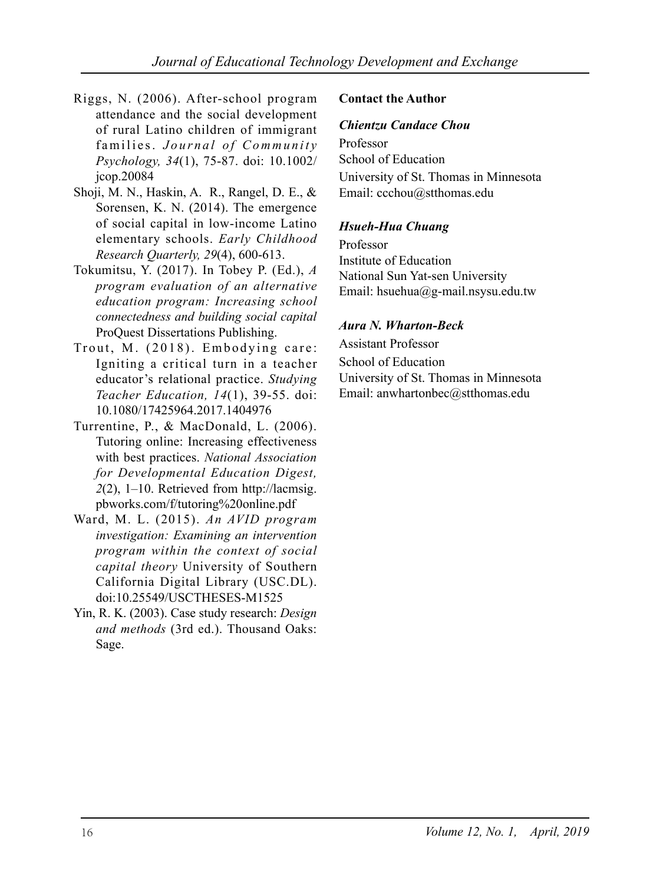Riggs, N. (2006). After-school program attendance and the social development of rural Latino children of immigrant families. *Journal of Community Psychology, 34*(1), 75-87. doi: 10.1002/jcop.20084

Shoji, M. N., Haskin, A. R., Rangel, D. E., & Sorensen, K. N. (2014). The emergence of social capital in low-income Latino elementary schools. *Early Childhood Research Quarterly, 29*(4), 600-613.

Tokumitsu, Y. (2017). In Tobey P. (Ed.), *A program evaluation of an alternative education program: Increasing school connectedness and building social capital* ProQuest Dissertations Publishing.

Trout, M. (2018). Embodying care: Igniting a critical turn in a teacher educator's relational practice. *Studying Teacher Education, 14*(1), 39-55. doi: 10.1080/17425964.2017.1404976

Turrentine, P., & MacDonald, L. (2006). Tutoring online: Increasing effectiveness with best practices. *National Association for Developmental Education Digest, 2*(2), 1–10. Retrieved from http://lacmsig.pbworks.com/f/tutoring%20online.pdf

Ward, M. L. (2015). *An AVID program investigation: Examining an intervention program within the context of social capital theory* University of Southern California Digital Library (USC.DL). doi:10.25549/USCTHESES-M1525

Yin, R. K. (2003). Case study research: *Design and methods* (3rd ed.). Thousand Oaks: Sage.

**Contact the Author**

***Chientzu Candace Chou***

Professor
School of Education
University of St. Thomas in Minnesota
Email: ccchou@stthomas.edu

***Hsueh-Hua Chuang***

Professor
Institute of Education
National Sun Yat-sen University
Email: hsuehua@g-mail.nsysu.edu.tw

***Aura N. Wharton-Beck***

Assistant Professor
School of Education
University of St. Thomas in Minnesota
Email: anwhartonbec@stthomas.edu